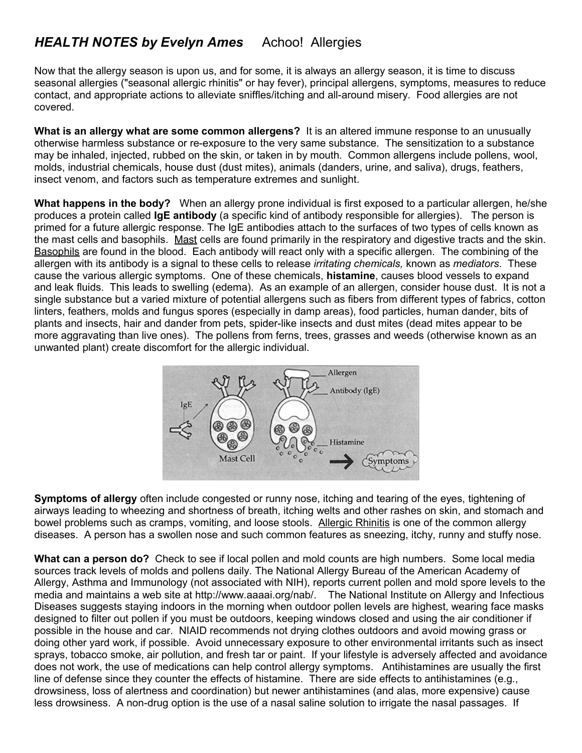# *HEALTH NOTES by Evelyn Ames* Achoo! Allergies

Now that the allergy season is upon us, and for some, it is always an allergy season, it is time to discuss seasonal allergies ("seasonal allergic rhinitis" or hay fever), principal allergens, symptoms, measures to reduce contact, and appropriate actions to alleviate sniffles/itching and all-around misery. Food allergies are not covered.

**What is an allergy what are some common allergens?** It is an altered immune response to an unusually otherwise harmless substance or re-exposure to the very same substance. The sensitization to a substance may be inhaled, injected, rubbed on the skin, or taken in by mouth. Common allergens include pollens, wool, molds, industrial chemicals, house dust (dust mites), animals (danders, urine, and saliva), drugs, feathers, insect venom, and factors such as temperature extremes and sunlight.

**What happens in the body?** When an allergy prone individual is first exposed to a particular allergen, he/she produces a protein called **IgE antibody** (a specific kind of antibody responsible for allergies). The person is primed for a future allergic response. The IgE antibodies attach to the surfaces of two types of cells known as the mast cells and basophils. <u>Mast</u> cells are found primarily in the respiratory and digestive tracts and the skin. <u>Basophils</u> are found in the blood. Each antibody will react only with a specific allergen. The combining of the allergen with its antibody is a signal to these cells to release *irritating chemicals,* known as *mediators*. These cause the various allergic symptoms. One of these chemicals, **histamine**, causes blood vessels to expand and leak fluids. This leads to swelling (edema). As an example of an allergen, consider house dust. It is not a single substance but a varied mixture of potential allergens such as fibers from different types of fabrics, cotton linters, feathers, molds and fungus spores (especially in damp areas), food particles, human dander, bits of plants and insects, hair and dander from pets, spider-like insects and dust mites (dead mites appear to be more aggravating than live ones). The pollens from ferns, trees, grasses and weeds (otherwise known as an unwanted plant) create discomfort for the allergic individual.

IgE
Mast Cell
Allergen
Antibody (IgE)
Histamine
Symptoms

**Symptoms of allergy** often include congested or runny nose, itching and tearing of the eyes, tightening of airways leading to wheezing and shortness of breath, itching welts and other rashes on skin, and stomach and bowel problems such as cramps, vomiting, and loose stools. <u>Allergic Rhinitis</u> is one of the common allergy diseases. A person has a swollen nose and such common features as sneezing, itchy, runny and stuffy nose.

**What can a person do?** Check to see if local pollen and mold counts are high numbers. Some local media sources track levels of molds and pollens daily. The National Allergy Bureau of the American Academy of Allergy, Asthma and Immunology (not associated with NIH), reports current pollen and mold spore levels to the media and maintains a web site at http://www.aaaai.org/nab/. The National Institute on Allergy and Infectious Diseases suggests staying indoors in the morning when outdoor pollen levels are highest, wearing face masks designed to filter out pollen if you must be outdoors, keeping windows closed and using the air conditioner if possible in the house and car. NIAID recommends not drying clothes outdoors and avoid mowing grass or doing other yard work, if possible. Avoid unnecessary exposure to other environmental irritants such as insect sprays, tobacco smoke, air pollution, and fresh tar or paint. If your lifestyle is adversely affected and avoidance does not work, the use of medications can help control allergy symptoms. Antihistamines are usually the first line of defense since they counter the effects of histamine. There are side effects to antihistamines (e.g., drowsiness, loss of alertness and coordination) but newer antihistamines (and alas, more expensive) cause less drowsiness. A non-drug option is the use of a nasal saline solution to irrigate the nasal passages. If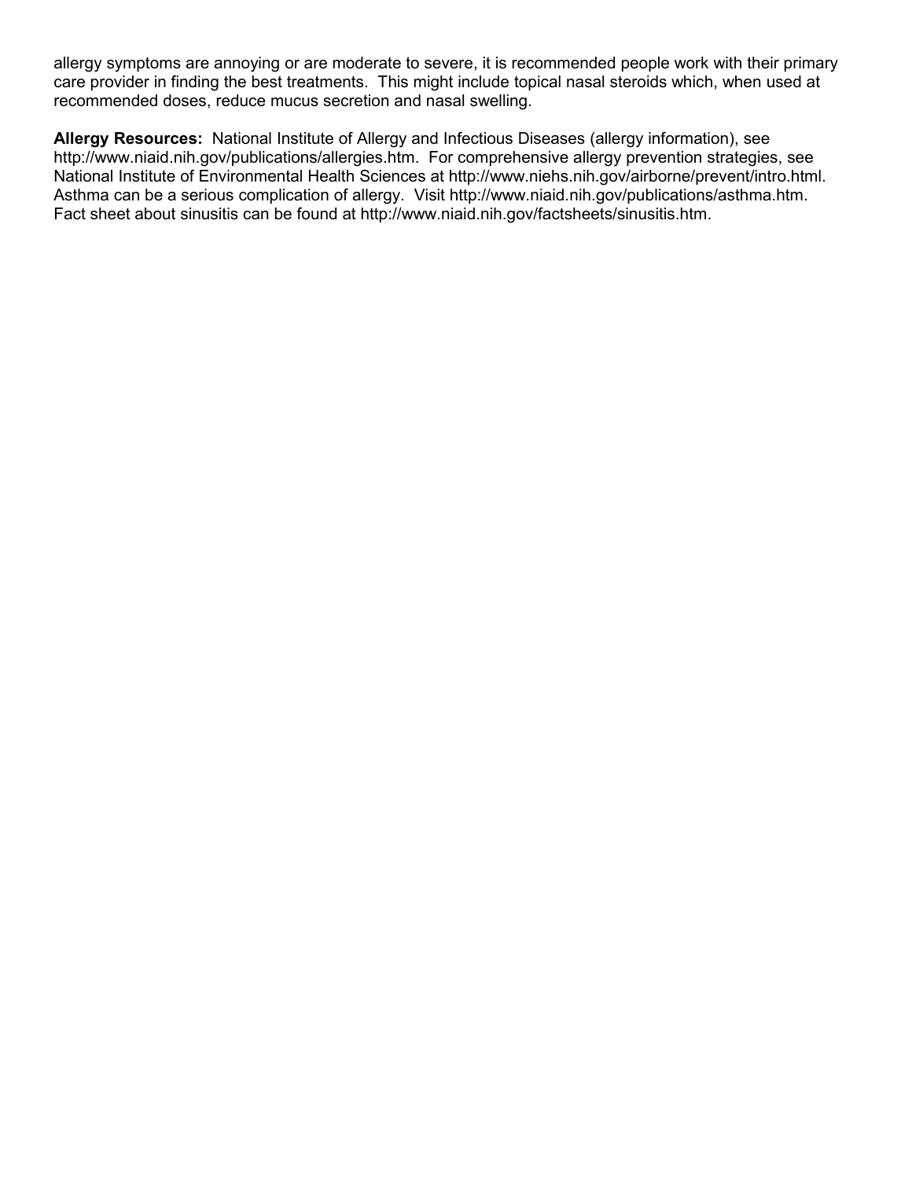allergy symptoms are annoying or are moderate to severe, it is recommended people work with their primary care provider in finding the best treatments. This might include topical nasal steroids which, when used at recommended doses, reduce mucus secretion and nasal swelling.

**Allergy Resources:** National Institute of Allergy and Infectious Diseases (allergy information), see http://www.niaid.nih.gov/publications/allergies.htm. For comprehensive allergy prevention strategies, see National Institute of Environmental Health Sciences at http://www.niehs.nih.gov/airborne/prevent/intro.html. Asthma can be a serious complication of allergy. Visit http://www.niaid.nih.gov/publications/asthma.htm. Fact sheet about sinusitis can be found at http://www.niaid.nih.gov/factsheets/sinusitis.htm.